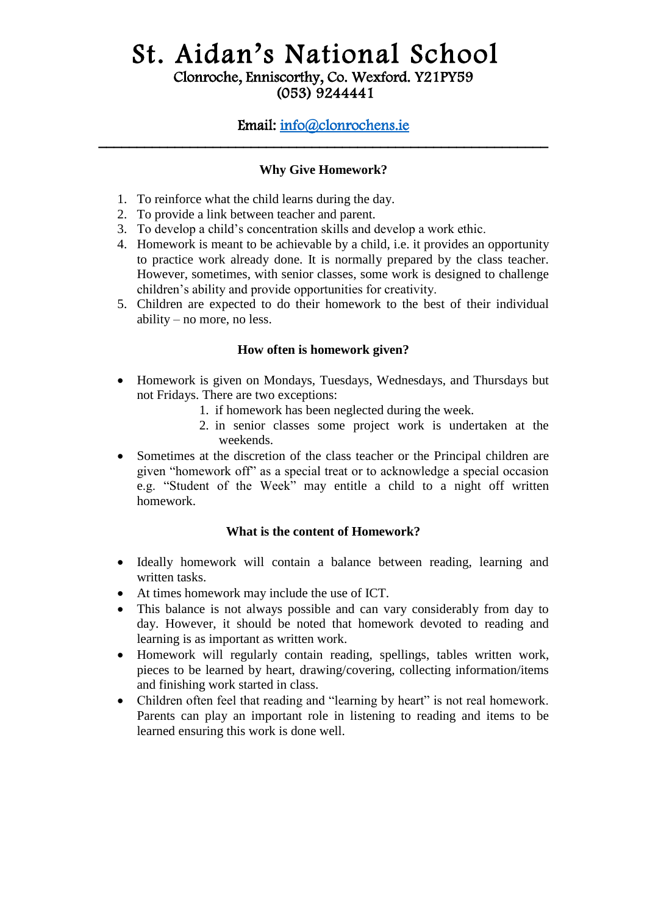# St. Aidan's National School

Clonroche, Enniscorthy, Co. Wexford. Y21PY59
(053) 9244441

Email: info@clonrochens.ie

---

### Why Give Homework?

1. To reinforce what the child learns during the day.
2. To provide a link between teacher and parent.
3. To develop a child's concentration skills and develop a work ethic.
4. Homework is meant to be achievable by a child, i.e. it provides an opportunity to practice work already done. It is normally prepared by the class teacher. However, sometimes, with senior classes, some work is designed to challenge children's ability and provide opportunities for creativity.
5. Children are expected to do their homework to the best of their individual ability – no more, no less.

### How often is homework given?

- Homework is given on Mondays, Tuesdays, Wednesdays, and Thursdays but not Fridays. There are two exceptions:
    1. if homework has been neglected during the week.
    2. in senior classes some project work is undertaken at the weekends.
- Sometimes at the discretion of the class teacher or the Principal children are given "homework off" as a special treat or to acknowledge a special occasion e.g. "Student of the Week" may entitle a child to a night off written homework.

### What is the content of Homework?

- Ideally homework will contain a balance between reading, learning and written tasks.
- At times homework may include the use of ICT.
- This balance is not always possible and can vary considerably from day to day. However, it should be noted that homework devoted to reading and learning is as important as written work.
- Homework will regularly contain reading, spellings, tables written work, pieces to be learned by heart, drawing/covering, collecting information/items and finishing work started in class.
- Children often feel that reading and "learning by heart" is not real homework. Parents can play an important role in listening to reading and items to be learned ensuring this work is done well.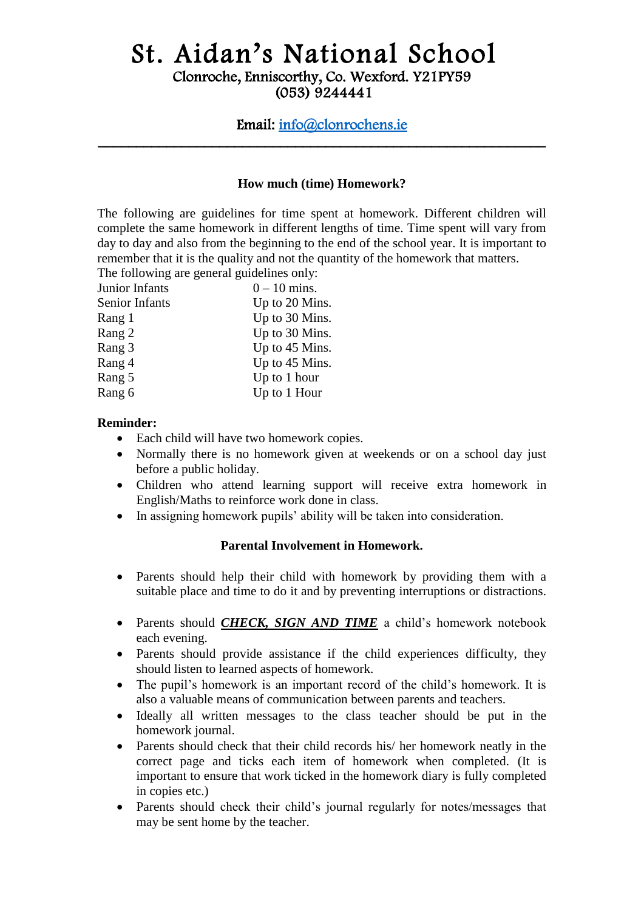# St. Aidan's National School

Clonroche, Enniscorthy, Co. Wexford. Y21PY59
(053) 9244441

Email: info@clonrochens.ie

---

### How much (time) Homework?

The following are guidelines for time spent at homework. Different children will complete the same homework in different lengths of time. Time spent will vary from day to day and also from the beginning to the end of the school year. It is important to remember that it is the quality and not the quantity of the homework that matters.
The following are general guidelines only:

| | |
|---|---|
| Junior Infants | 0 – 10 mins. |
| Senior Infants | Up to 20 Mins. |
| Rang 1 | Up to 30 Mins. |
| Rang 2 | Up to 30 Mins. |
| Rang 3 | Up to 45 Mins. |
| Rang 4 | Up to 45 Mins. |
| Rang 5 | Up to 1 hour |
| Rang 6 | Up to 1 Hour |

**Reminder:**

- Each child will have two homework copies.
- Normally there is no homework given at weekends or on a school day just before a public holiday.
- Children who attend learning support will receive extra homework in English/Maths to reinforce work done in class.
- In assigning homework pupils' ability will be taken into consideration.

### Parental Involvement in Homework.

- Parents should help their child with homework by providing them with a suitable place and time to do it and by preventing interruptions or distractions.
- Parents should ***CHECK, SIGN AND TIME*** a child's homework notebook each evening.
- Parents should provide assistance if the child experiences difficulty, they should listen to learned aspects of homework.
- The pupil's homework is an important record of the child's homework. It is also a valuable means of communication between parents and teachers.
- Ideally all written messages to the class teacher should be put in the homework journal.
- Parents should check that their child records his/ her homework neatly in the correct page and ticks each item of homework when completed. (It is important to ensure that work ticked in the homework diary is fully completed in copies etc.)
- Parents should check their child's journal regularly for notes/messages that may be sent home by the teacher.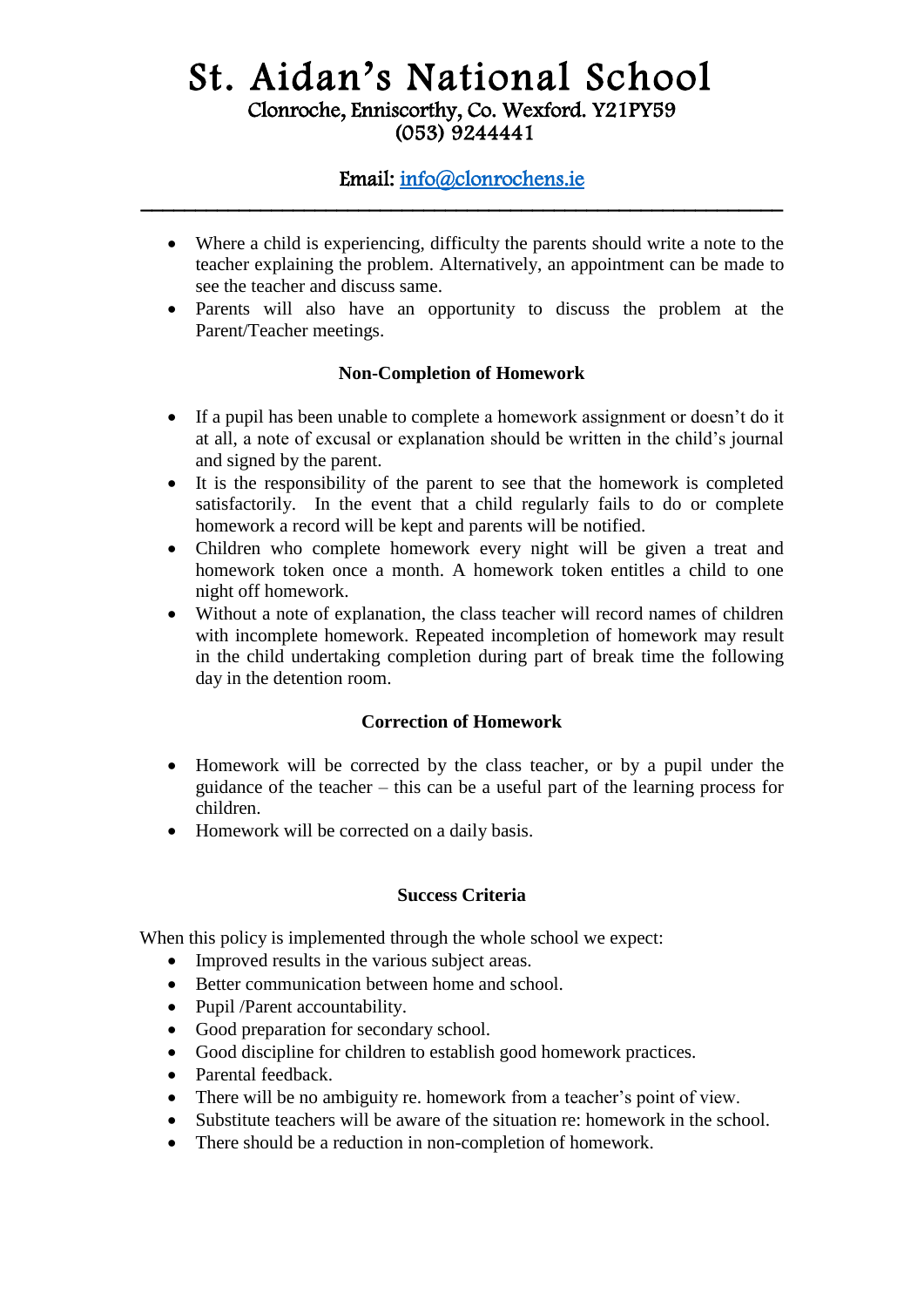- Where a child is experiencing, difficulty the parents should write a note to the teacher explaining the problem. Alternatively, an appointment can be made to see the teacher and discuss same.
- Parents will also have an opportunity to discuss the problem at the Parent/Teacher meetings.

### Non-Completion of Homework

- If a pupil has been unable to complete a homework assignment or doesn't do it at all, a note of excusal or explanation should be written in the child's journal and signed by the parent.
- It is the responsibility of the parent to see that the homework is completed satisfactorily. In the event that a child regularly fails to do or complete homework a record will be kept and parents will be notified.
- Children who complete homework every night will be given a treat and homework token once a month. A homework token entitles a child to one night off homework.
- Without a note of explanation, the class teacher will record names of children with incomplete homework. Repeated incompletion of homework may result in the child undertaking completion during part of break time the following day in the detention room.

### Correction of Homework

- Homework will be corrected by the class teacher, or by a pupil under the guidance of the teacher – this can be a useful part of the learning process for children.
- Homework will be corrected on a daily basis.

### Success Criteria

When this policy is implemented through the whole school we expect:

- Improved results in the various subject areas.
- Better communication between home and school.
- Pupil /Parent accountability.
- Good preparation for secondary school.
- Good discipline for children to establish good homework practices.
- Parental feedback.
- There will be no ambiguity re. homework from a teacher's point of view.
- Substitute teachers will be aware of the situation re: homework in the school.
- There should be a reduction in non-completion of homework.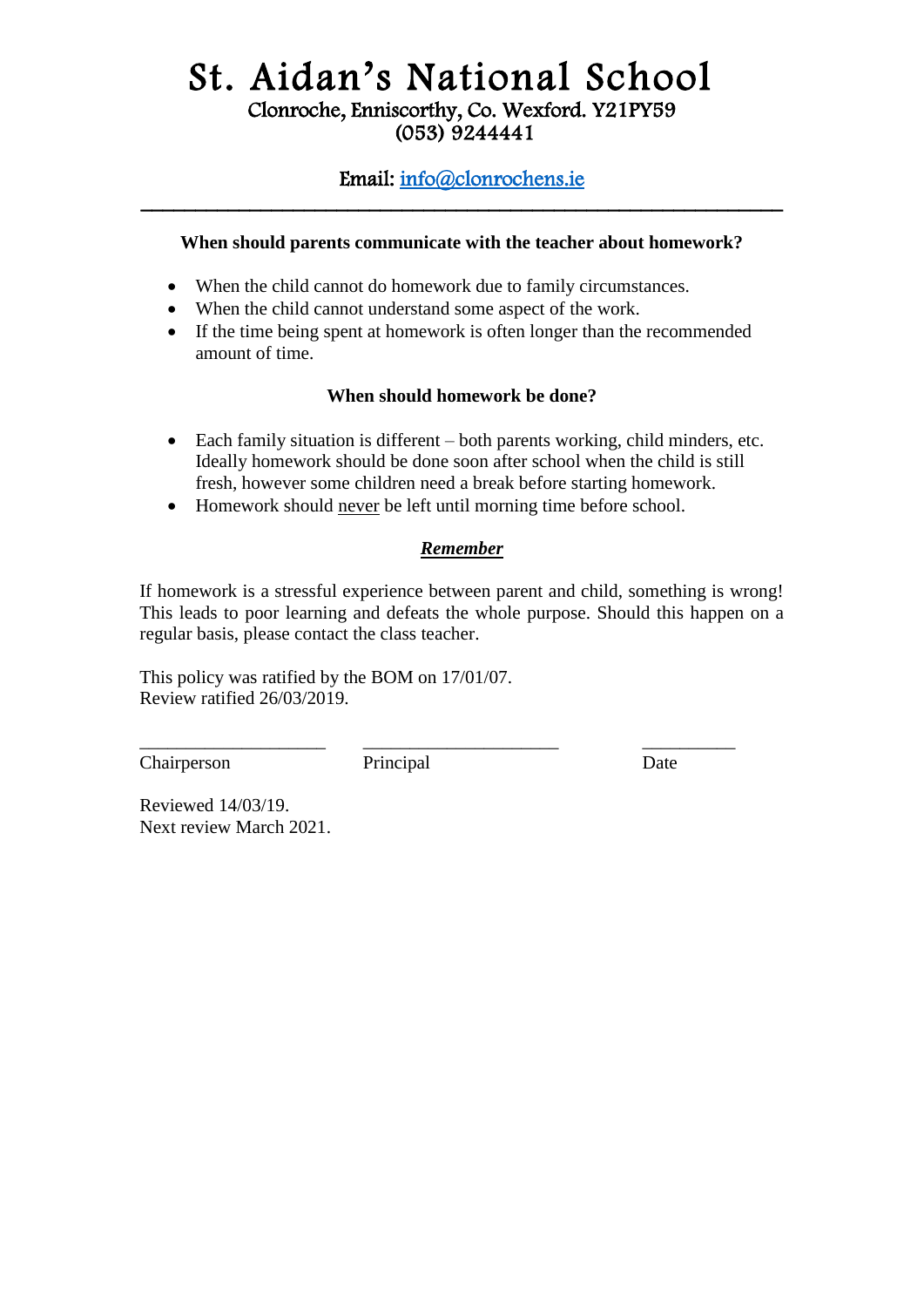# St. Aidan's National School

Clonroche, Enniscorthy, Co. Wexford. Y21PY59
(053) 9244441

Email: info@clonrochens.ie

---

**When should parents communicate with the teacher about homework?**

- When the child cannot do homework due to family circumstances.
- When the child cannot understand some aspect of the work.
- If the time being spent at homework is often longer than the recommended amount of time.

**When should homework be done?**

- Each family situation is different – both parents working, child minders, etc. Ideally homework should be done soon after school when the child is still fresh, however some children need a break before starting homework.
- Homework should never be left until morning time before school.

***Remember***

If homework is a stressful experience between parent and child, something is wrong! This leads to poor learning and defeats the whole purpose. Should this happen on a regular basis, please contact the class teacher.

This policy was ratified by the BOM on 17/01/07.
Review ratified 26/03/2019.

____________________ &nbsp;&nbsp;&nbsp; _____________________ &nbsp;&nbsp;&nbsp; __________
Chairperson &nbsp;&nbsp;&nbsp; Principal &nbsp;&nbsp;&nbsp; Date

Reviewed 14/03/19.
Next review March 2021.